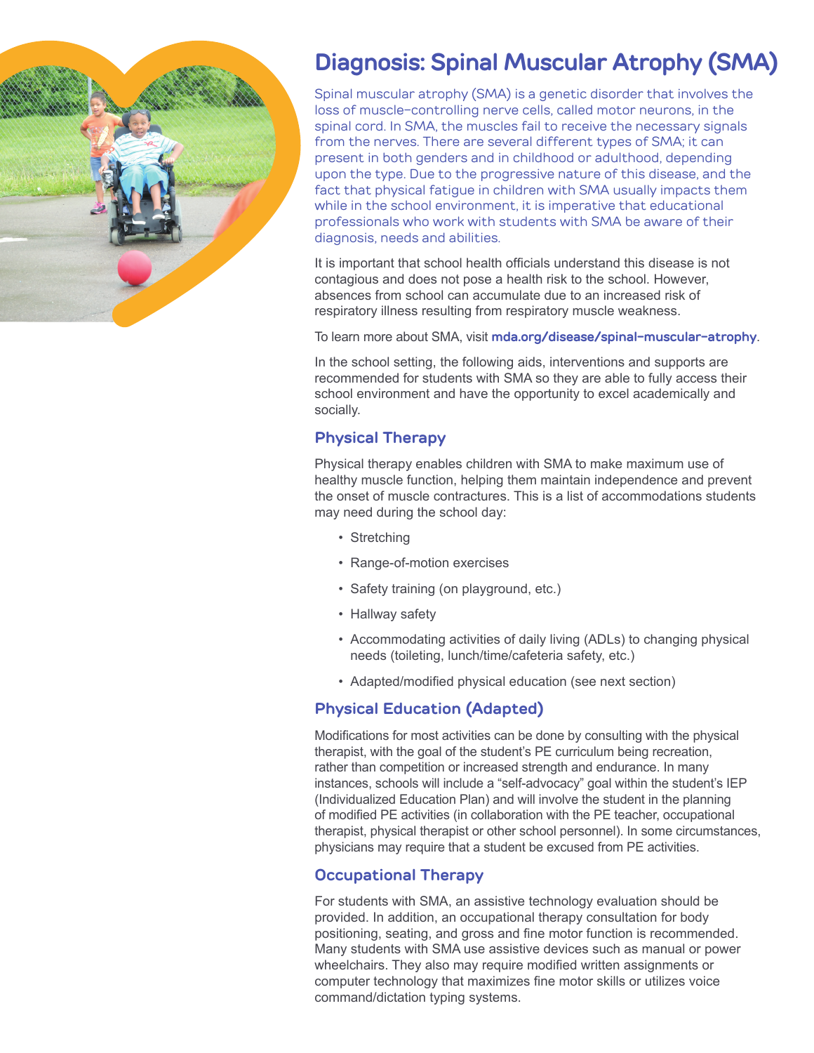# Diagnosis: Spinal Muscular Atrophy (SMA)

Spinal muscular atrophy (SMA) is a genetic disorder that involves the loss of muscle-controlling nerve cells, called motor neurons, in the spinal cord. In SMA, the muscles fail to receive the necessary signals from the nerves. There are several different types of SMA; it can present in both genders and in childhood or adulthood, depending upon the type. Due to the progressive nature of this disease, and the fact that physical fatigue in children with SMA usually impacts them while in the school environment, it is imperative that educational professionals who work with students with SMA be aware of their diagnosis, needs and abilities.

It is important that school health officials understand this disease is not contagious and does not pose a health risk to the school. However, absences from school can accumulate due to an increased risk of respiratory illness resulting from respiratory muscle weakness.

To learn more about SMA, visit **mda.org/disease/spinal-muscular-atrophy**.

In the school setting, the following aids, interventions and supports are recommended for students with SMA so they are able to fully access their school environment and have the opportunity to excel academically and socially.

## Physical Therapy

Physical therapy enables children with SMA to make maximum use of healthy muscle function, helping them maintain independence and prevent the onset of muscle contractures. This is a list of accommodations students may need during the school day:

- Stretching
- Range-of-motion exercises
- Safety training (on playground, etc.)
- Hallway safety
- Accommodating activities of daily living (ADLs) to changing physical needs (toileting, lunch/time/cafeteria safety, etc.)
- Adapted/modified physical education (see next section)

## Physical Education (Adapted)

Modifications for most activities can be done by consulting with the physical therapist, with the goal of the student's PE curriculum being recreation, rather than competition or increased strength and endurance. In many instances, schools will include a "self-advocacy" goal within the student's IEP (Individualized Education Plan) and will involve the student in the planning of modified PE activities (in collaboration with the PE teacher, occupational therapist, physical therapist or other school personnel). In some circumstances, physicians may require that a student be excused from PE activities.

## Occupational Therapy

For students with SMA, an assistive technology evaluation should be provided. In addition, an occupational therapy consultation for body positioning, seating, and gross and fine motor function is recommended. Many students with SMA use assistive devices such as manual or power wheelchairs. They also may require modified written assignments or computer technology that maximizes fine motor skills or utilizes voice command/dictation typing systems.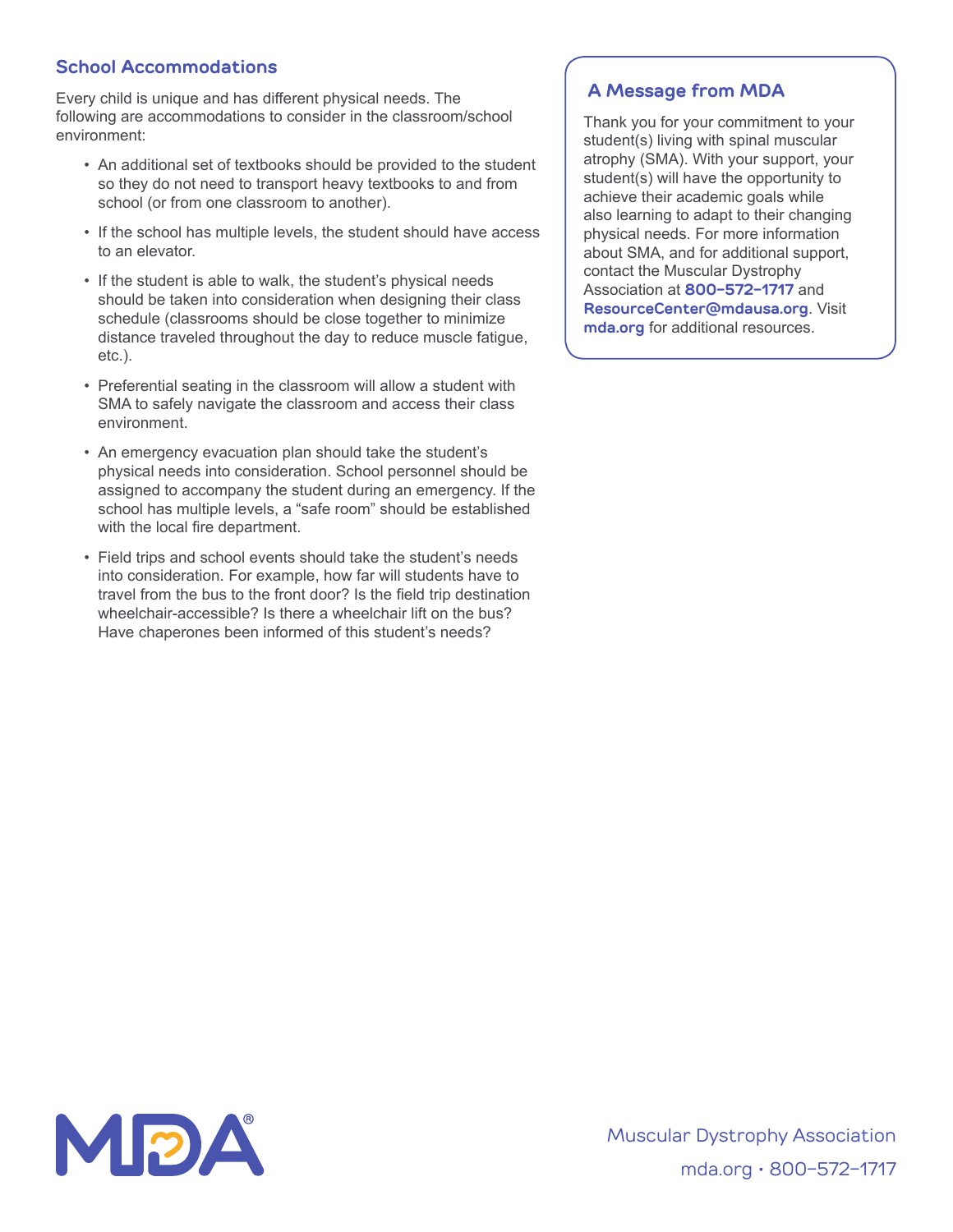## School Accommodations

Every child is unique and has different physical needs. The following are accommodations to consider in the classroom/school environment:

- An additional set of textbooks should be provided to the student so they do not need to transport heavy textbooks to and from school (or from one classroom to another).
- If the school has multiple levels, the student should have access to an elevator.
- If the student is able to walk, the student's physical needs should be taken into consideration when designing their class schedule (classrooms should be close together to minimize distance traveled throughout the day to reduce muscle fatigue, etc.).
- Preferential seating in the classroom will allow a student with SMA to safely navigate the classroom and access their class environment.
- An emergency evacuation plan should take the student's physical needs into consideration. School personnel should be assigned to accompany the student during an emergency. If the school has multiple levels, a "safe room" should be established with the local fire department.
- Field trips and school events should take the student's needs into consideration. For example, how far will students have to travel from the bus to the front door? Is the field trip destination wheelchair-accessible? Is there a wheelchair lift on the bus? Have chaperones been informed of this student's needs?

## A Message from MDA

Thank you for your commitment to your student(s) living with spinal muscular atrophy (SMA). With your support, your student(s) will have the opportunity to achieve their academic goals while also learning to adapt to their changing physical needs. For more information about SMA, and for additional support, contact the Muscular Dystrophy Association at **800-572-1717** and **ResourceCenter@mdausa.org**. Visit **mda.org** for additional resources.

MDA®

Muscular Dystrophy Association

mda.org • 800-572-1717